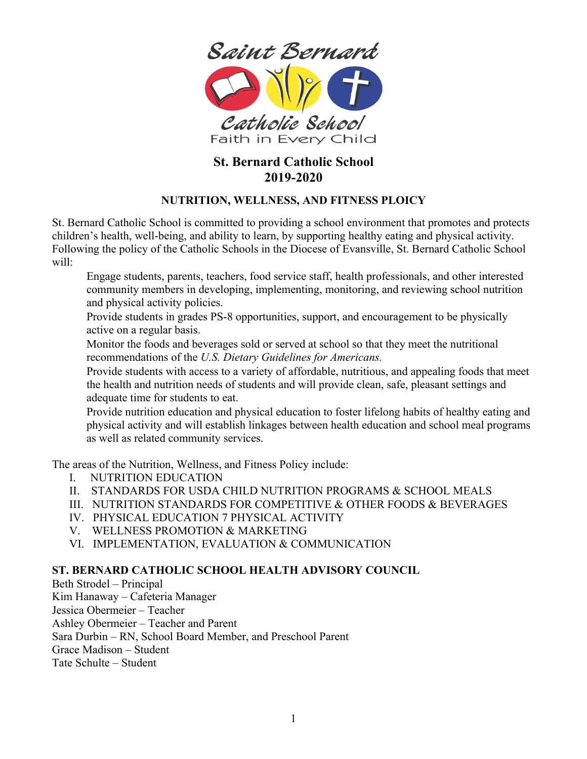Saint Bernard

Catholic School

Faith in Every Child

# St. Bernard Catholic School
# 2019-2020

## NUTRITION, WELLNESS, AND FITNESS PLOICY

St. Bernard Catholic School is committed to providing a school environment that promotes and protects children's health, well-being, and ability to learn, by supporting healthy eating and physical activity. Following the policy of the Catholic Schools in the Diocese of Evansville, St. Bernard Catholic School will:

- Engage students, parents, teachers, food service staff, health professionals, and other interested community members in developing, implementing, monitoring, and reviewing school nutrition and physical activity policies.
- Provide students in grades PS-8 opportunities, support, and encouragement to be physically active on a regular basis.
- Monitor the foods and beverages sold or served at school so that they meet the nutritional recommendations of the *U.S. Dietary Guidelines for Americans.*
- Provide students with access to a variety of affordable, nutritious, and appealing foods that meet the health and nutrition needs of students and will provide clean, safe, pleasant settings and adequate time for students to eat.
- Provide nutrition education and physical education to foster lifelong habits of healthy eating and physical activity and will establish linkages between health education and school meal programs as well as related community services.

The areas of the Nutrition, Wellness, and Fitness Policy include:

I. NUTRITION EDUCATION
II. STANDARDS FOR USDA CHILD NUTRITION PROGRAMS & SCHOOL MEALS
III. NUTRITION STANDARDS FOR COMPETITIVE & OTHER FOODS & BEVERAGES
IV. PHYSICAL EDUCATION 7 PHYSICAL ACTIVITY
V. WELLNESS PROMOTION & MARKETING
VI. IMPLEMENTATION, EVALUATION & COMMUNICATION

**ST. BERNARD CATHOLIC SCHOOL HEALTH ADVISORY COUNCIL**

Beth Strodel – Principal
Kim Hanaway – Cafeteria Manager
Jessica Obermeier – Teacher
Ashley Obermeier – Teacher and Parent
Sara Durbin – RN, School Board Member, and Preschool Parent
Grace Madison – Student
Tate Schulte – Student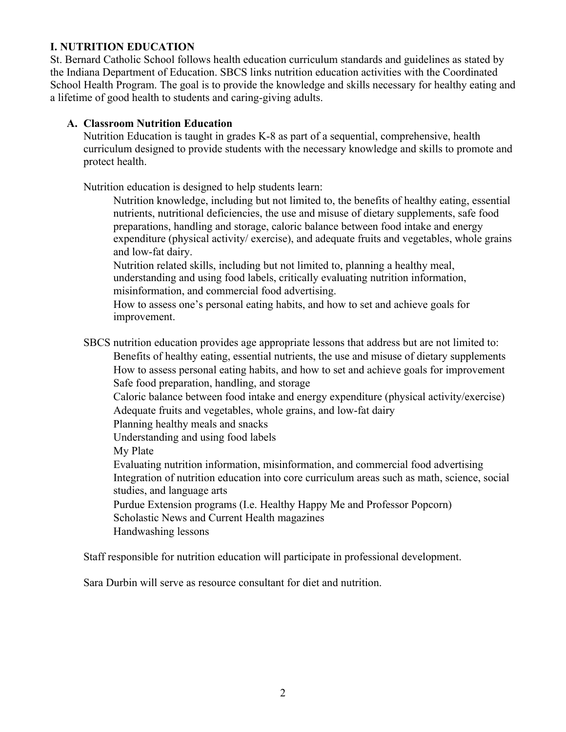## I. NUTRITION EDUCATION

St. Bernard Catholic School follows health education curriculum standards and guidelines as stated by the Indiana Department of Education. SBCS links nutrition education activities with the Coordinated School Health Program. The goal is to provide the knowledge and skills necessary for healthy eating and a lifetime of good health to students and caring-giving adults.

### A. Classroom Nutrition Education

Nutrition Education is taught in grades K-8 as part of a sequential, comprehensive, health curriculum designed to provide students with the necessary knowledge and skills to promote and protect health.

Nutrition education is designed to help students learn:

- Nutrition knowledge, including but not limited to, the benefits of healthy eating, essential nutrients, nutritional deficiencies, the use and misuse of dietary supplements, safe food preparations, handling and storage, caloric balance between food intake and energy expenditure (physical activity/ exercise), and adequate fruits and vegetables, whole grains and low-fat dairy.
- Nutrition related skills, including but not limited to, planning a healthy meal, understanding and using food labels, critically evaluating nutrition information, misinformation, and commercial food advertising.
- How to assess one's personal eating habits, and how to set and achieve goals for improvement.

SBCS nutrition education provides age appropriate lessons that address but are not limited to:

- Benefits of healthy eating, essential nutrients, the use and misuse of dietary supplements
- How to assess personal eating habits, and how to set and achieve goals for improvement
- Safe food preparation, handling, and storage
- Caloric balance between food intake and energy expenditure (physical activity/exercise)
- Adequate fruits and vegetables, whole grains, and low-fat dairy
- Planning healthy meals and snacks
- Understanding and using food labels
- My Plate
- Evaluating nutrition information, misinformation, and commercial food advertising
- Integration of nutrition education into core curriculum areas such as math, science, social studies, and language arts
- Purdue Extension programs (I.e. Healthy Happy Me and Professor Popcorn)
- Scholastic News and Current Health magazines
- Handwashing lessons

Staff responsible for nutrition education will participate in professional development.

Sara Durbin will serve as resource consultant for diet and nutrition.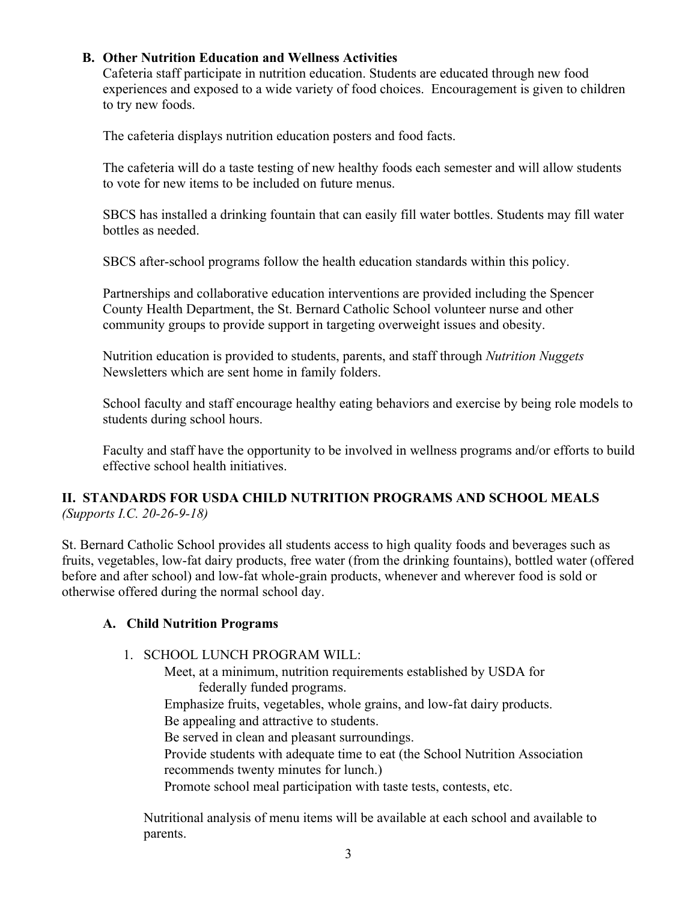### B. Other Nutrition Education and Wellness Activities

Cafeteria staff participate in nutrition education. Students are educated through new food experiences and exposed to a wide variety of food choices. Encouragement is given to children to try new foods.

The cafeteria displays nutrition education posters and food facts.

The cafeteria will do a taste testing of new healthy foods each semester and will allow students to vote for new items to be included on future menus.

SBCS has installed a drinking fountain that can easily fill water bottles. Students may fill water bottles as needed.

SBCS after-school programs follow the health education standards within this policy.

Partnerships and collaborative education interventions are provided including the Spencer County Health Department, the St. Bernard Catholic School volunteer nurse and other community groups to provide support in targeting overweight issues and obesity.

Nutrition education is provided to students, parents, and staff through *Nutrition Nuggets* Newsletters which are sent home in family folders.

School faculty and staff encourage healthy eating behaviors and exercise by being role models to students during school hours.

Faculty and staff have the opportunity to be involved in wellness programs and/or efforts to build effective school health initiatives.

## II. STANDARDS FOR USDA CHILD NUTRITION PROGRAMS AND SCHOOL MEALS

*(Supports I.C. 20-26-9-18)*

St. Bernard Catholic School provides all students access to high quality foods and beverages such as fruits, vegetables, low-fat dairy products, free water (from the drinking fountains), bottled water (offered before and after school) and low-fat whole-grain products, whenever and wherever food is sold or otherwise offered during the normal school day.

### A. Child Nutrition Programs

1. SCHOOL LUNCH PROGRAM WILL:

   Meet, at a minimum, nutrition requirements established by USDA for federally funded programs.
   Emphasize fruits, vegetables, whole grains, and low-fat dairy products.
   Be appealing and attractive to students.
   Be served in clean and pleasant surroundings.
   Provide students with adequate time to eat (the School Nutrition Association recommends twenty minutes for lunch.)
   Promote school meal participation with taste tests, contests, etc.

   Nutritional analysis of menu items will be available at each school and available to parents.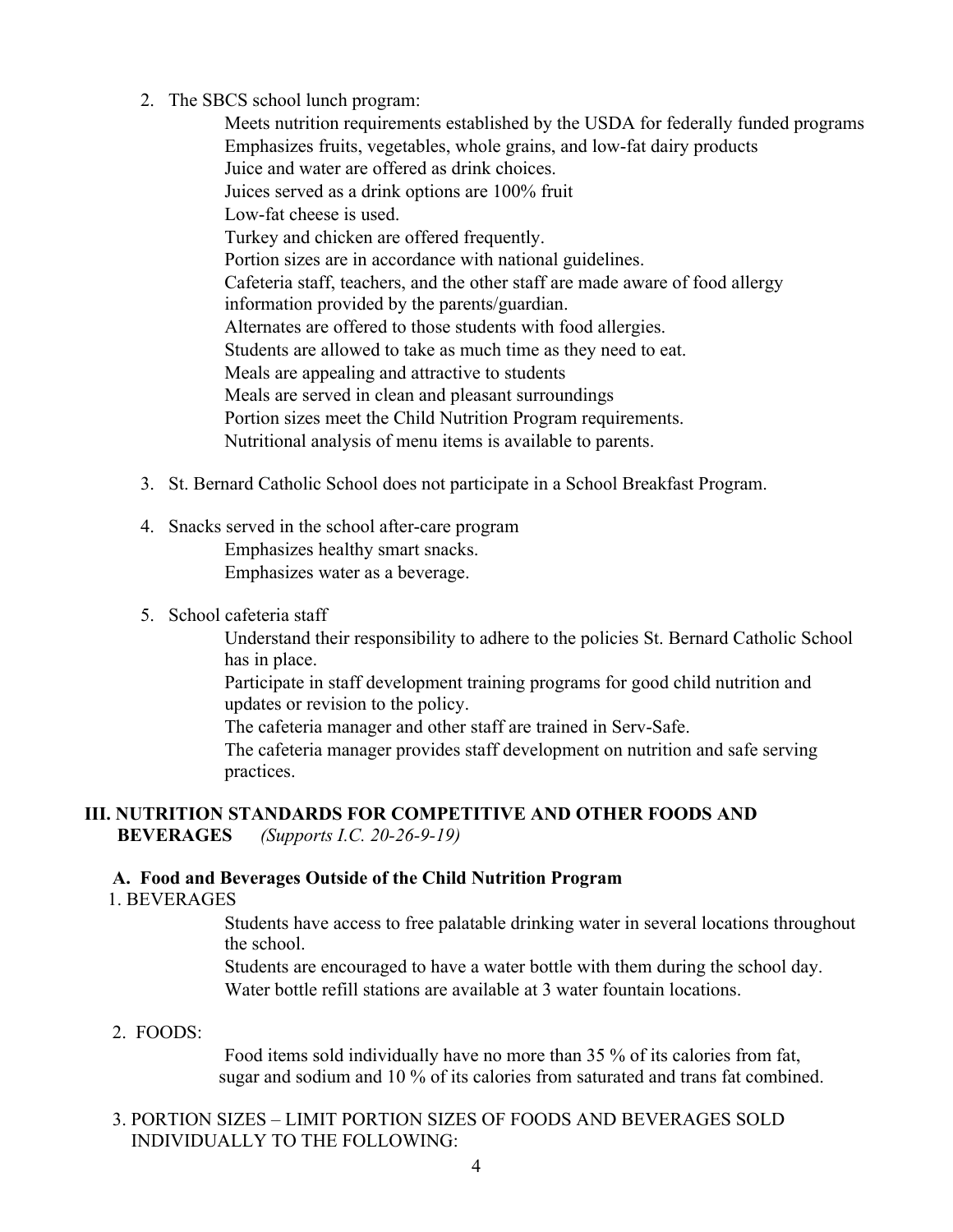2. The SBCS school lunch program:

   Meets nutrition requirements established by the USDA for federally funded programs
   Emphasizes fruits, vegetables, whole grains, and low-fat dairy products
   Juice and water are offered as drink choices.
   Juices served as a drink options are 100% fruit
   Low-fat cheese is used.
   Turkey and chicken are offered frequently.
   Portion sizes are in accordance with national guidelines.
   Cafeteria staff, teachers, and the other staff are made aware of food allergy information provided by the parents/guardian.
   Alternates are offered to those students with food allergies.
   Students are allowed to take as much time as they need to eat.
   Meals are appealing and attractive to students
   Meals are served in clean and pleasant surroundings
   Portion sizes meet the Child Nutrition Program requirements.
   Nutritional analysis of menu items is available to parents.

3. St. Bernard Catholic School does not participate in a School Breakfast Program.

4. Snacks served in the school after-care program

   Emphasizes healthy smart snacks.
   Emphasizes water as a beverage.

5. School cafeteria staff

   Understand their responsibility to adhere to the policies St. Bernard Catholic School has in place.
   Participate in staff development training programs for good child nutrition and updates or revision to the policy.
   The cafeteria manager and other staff are trained in Serv-Safe.
   The cafeteria manager provides staff development on nutrition and safe serving practices.

## III. NUTRITION STANDARDS FOR COMPETITIVE AND OTHER FOODS AND BEVERAGES *(Supports I.C. 20-26-9-19)*

### A. Food and Beverages Outside of the Child Nutrition Program

1. BEVERAGES

   Students have access to free palatable drinking water in several locations throughout the school.
   Students are encouraged to have a water bottle with them during the school day.
   Water bottle refill stations are available at 3 water fountain locations.

2. FOODS:

   Food items sold individually have no more than 35 % of its calories from fat, sugar and sodium and 10 % of its calories from saturated and trans fat combined.

3. PORTION SIZES – LIMIT PORTION SIZES OF FOODS AND BEVERAGES SOLD INDIVIDUALLY TO THE FOLLOWING: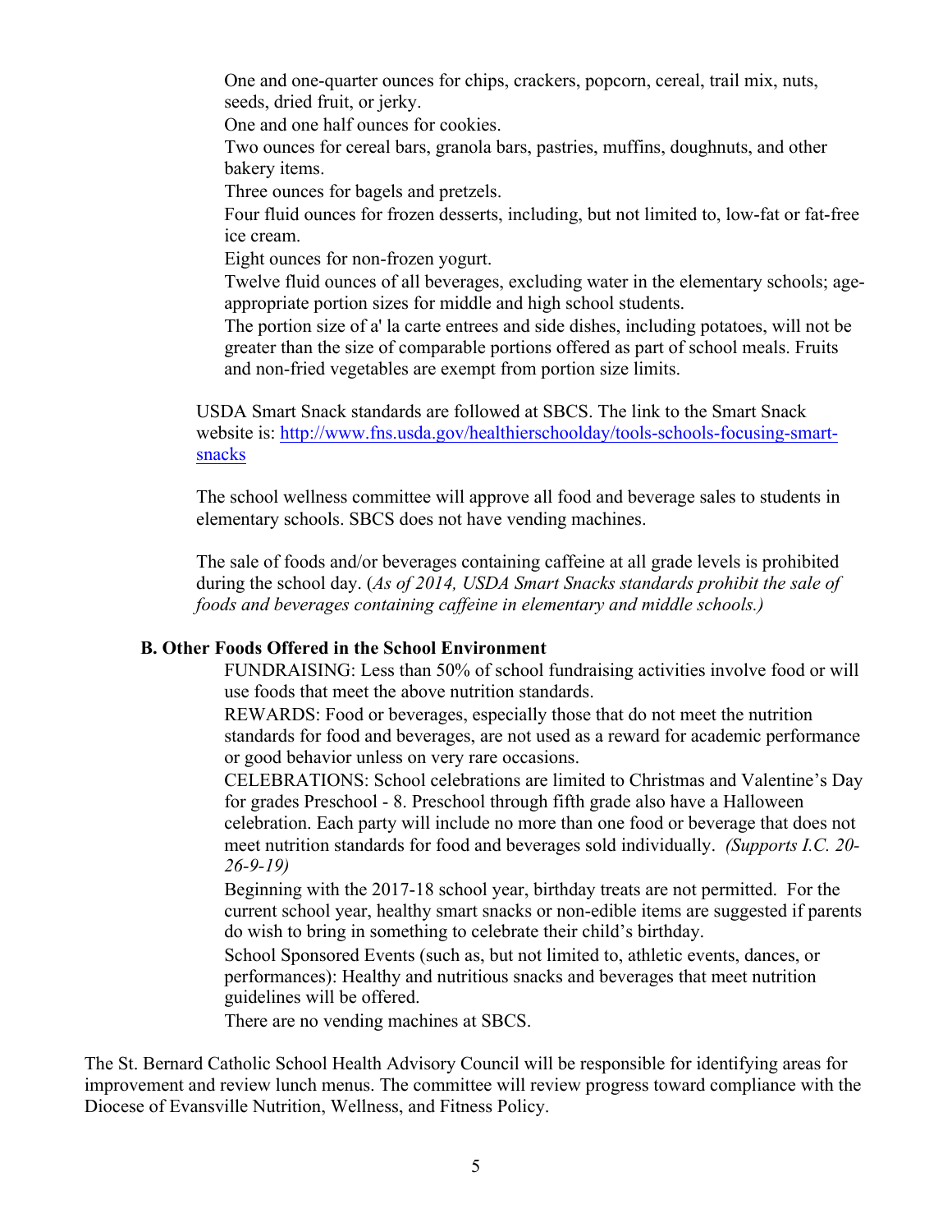One and one-quarter ounces for chips, crackers, popcorn, cereal, trail mix, nuts, seeds, dried fruit, or jerky.

One and one half ounces for cookies.

Two ounces for cereal bars, granola bars, pastries, muffins, doughnuts, and other bakery items.

Three ounces for bagels and pretzels.

Four fluid ounces for frozen desserts, including, but not limited to, low-fat or fat-free ice cream.

Eight ounces for non-frozen yogurt.

Twelve fluid ounces of all beverages, excluding water in the elementary schools; age-appropriate portion sizes for middle and high school students.

The portion size of a' la carte entrees and side dishes, including potatoes, will not be greater than the size of comparable portions offered as part of school meals. Fruits and non-fried vegetables are exempt from portion size limits.

USDA Smart Snack standards are followed at SBCS. The link to the Smart Snack website is: [http://www.fns.usda.gov/healthierschoolday/tools-schools-focusing-smart-snacks](http://www.fns.usda.gov/healthierschoolday/tools-schools-focusing-smart-snacks)

The school wellness committee will approve all food and beverage sales to students in elementary schools. SBCS does not have vending machines.

The sale of foods and/or beverages containing caffeine at all grade levels is prohibited during the school day. (*As of 2014, USDA Smart Snacks standards prohibit the sale of foods and beverages containing caffeine in elementary and middle schools.)*

**B. Other Foods Offered in the School Environment**

FUNDRAISING: Less than 50% of school fundraising activities involve food or will use foods that meet the above nutrition standards.

REWARDS: Food or beverages, especially those that do not meet the nutrition standards for food and beverages, are not used as a reward for academic performance or good behavior unless on very rare occasions.

CELEBRATIONS: School celebrations are limited to Christmas and Valentine's Day for grades Preschool - 8. Preschool through fifth grade also have a Halloween celebration. Each party will include no more than one food or beverage that does not meet nutrition standards for food and beverages sold individually. *(Supports I.C. 20-26-9-19)*

Beginning with the 2017-18 school year, birthday treats are not permitted. For the current school year, healthy smart snacks or non-edible items are suggested if parents do wish to bring in something to celebrate their child's birthday.

School Sponsored Events (such as, but not limited to, athletic events, dances, or performances): Healthy and nutritious snacks and beverages that meet nutrition guidelines will be offered.

There are no vending machines at SBCS.

The St. Bernard Catholic School Health Advisory Council will be responsible for identifying areas for improvement and review lunch menus. The committee will review progress toward compliance with the Diocese of Evansville Nutrition, Wellness, and Fitness Policy.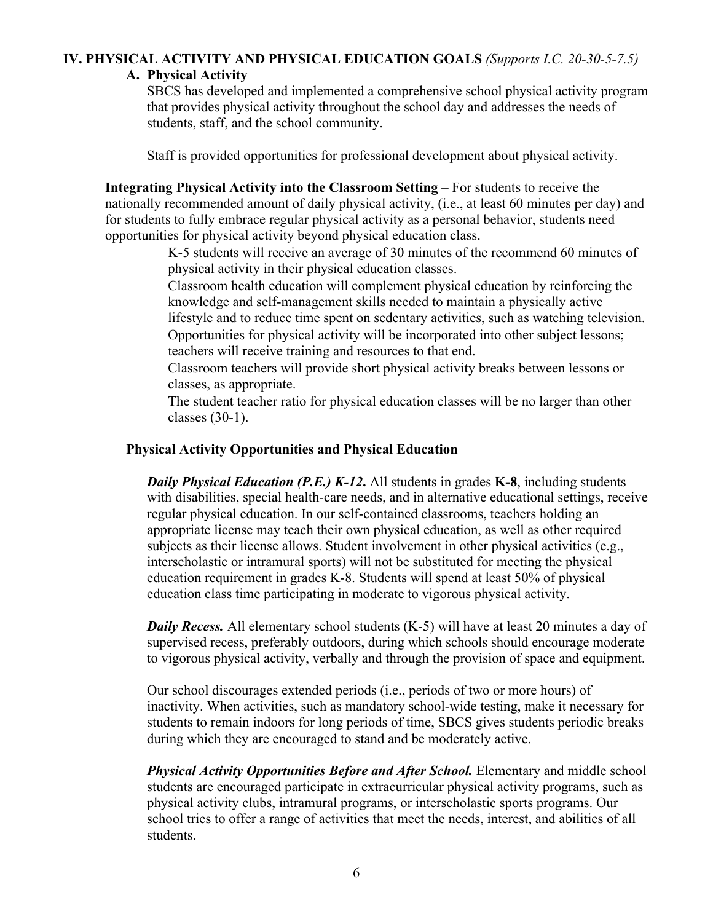## IV. PHYSICAL ACTIVITY AND PHYSICAL EDUCATION GOALS *(Supports I.C. 20-30-5-7.5)*

### A. Physical Activity

SBCS has developed and implemented a comprehensive school physical activity program that provides physical activity throughout the school day and addresses the needs of students, staff, and the school community.

Staff is provided opportunities for professional development about physical activity.

**Integrating Physical Activity into the Classroom Setting** – For students to receive the nationally recommended amount of daily physical activity, (i.e., at least 60 minutes per day) and for students to fully embrace regular physical activity as a personal behavior, students need opportunities for physical activity beyond physical education class.

- K-5 students will receive an average of 30 minutes of the recommend 60 minutes of physical activity in their physical education classes.
- Classroom health education will complement physical education by reinforcing the knowledge and self-management skills needed to maintain a physically active lifestyle and to reduce time spent on sedentary activities, such as watching television.
- Opportunities for physical activity will be incorporated into other subject lessons; teachers will receive training and resources to that end.
- Classroom teachers will provide short physical activity breaks between lessons or classes, as appropriate.
- The student teacher ratio for physical education classes will be no larger than other classes (30-1).

**Physical Activity Opportunities and Physical Education**

***Daily Physical Education (P.E.) K-12.*** All students in grades **K-8**, including students with disabilities, special health-care needs, and in alternative educational settings, receive regular physical education. In our self-contained classrooms, teachers holding an appropriate license may teach their own physical education, as well as other required subjects as their license allows. Student involvement in other physical activities (e.g., interscholastic or intramural sports) will not be substituted for meeting the physical education requirement in grades K-8. Students will spend at least 50% of physical education class time participating in moderate to vigorous physical activity.

***Daily Recess.*** All elementary school students (K-5) will have at least 20 minutes a day of supervised recess, preferably outdoors, during which schools should encourage moderate to vigorous physical activity, verbally and through the provision of space and equipment.

Our school discourages extended periods (i.e., periods of two or more hours) of inactivity. When activities, such as mandatory school-wide testing, make it necessary for students to remain indoors for long periods of time, SBCS gives students periodic breaks during which they are encouraged to stand and be moderately active.

***Physical Activity Opportunities Before and After School.*** Elementary and middle school students are encouraged participate in extracurricular physical activity programs, such as physical activity clubs, intramural programs, or interscholastic sports programs. Our school tries to offer a range of activities that meet the needs, interest, and abilities of all students.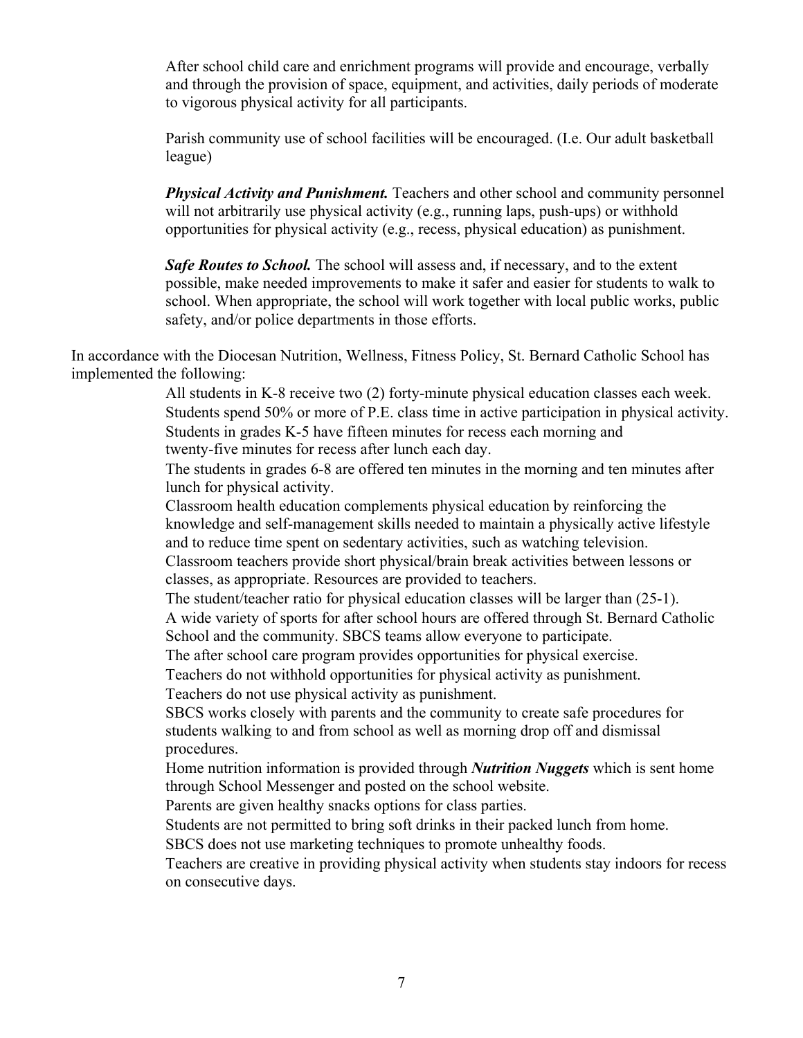After school child care and enrichment programs will provide and encourage, verbally and through the provision of space, equipment, and activities, daily periods of moderate to vigorous physical activity for all participants.

Parish community use of school facilities will be encouraged. (I.e. Our adult basketball league)

***Physical Activity and Punishment.*** Teachers and other school and community personnel will not arbitrarily use physical activity (e.g., running laps, push-ups) or withhold opportunities for physical activity (e.g., recess, physical education) as punishment.

***Safe Routes to School.*** The school will assess and, if necessary, and to the extent possible, make needed improvements to make it safer and easier for students to walk to school. When appropriate, the school will work together with local public works, public safety, and/or police departments in those efforts.

In accordance with the Diocesan Nutrition, Wellness, Fitness Policy, St. Bernard Catholic School has implemented the following:

All students in K-8 receive two (2) forty-minute physical education classes each week.
Students spend 50% or more of P.E. class time in active participation in physical activity.
Students in grades K-5 have fifteen minutes for recess each morning and twenty-five minutes for recess after lunch each day.
The students in grades 6-8 are offered ten minutes in the morning and ten minutes after lunch for physical activity.
Classroom health education complements physical education by reinforcing the knowledge and self-management skills needed to maintain a physically active lifestyle and to reduce time spent on sedentary activities, such as watching television.
Classroom teachers provide short physical/brain break activities between lessons or classes, as appropriate. Resources are provided to teachers.
The student/teacher ratio for physical education classes will be larger than (25-1).
A wide variety of sports for after school hours are offered through St. Bernard Catholic School and the community. SBCS teams allow everyone to participate.
The after school care program provides opportunities for physical exercise.
Teachers do not withhold opportunities for physical activity as punishment.
Teachers do not use physical activity as punishment.
SBCS works closely with parents and the community to create safe procedures for students walking to and from school as well as morning drop off and dismissal procedures.
Home nutrition information is provided through ***Nutrition Nuggets*** which is sent home through School Messenger and posted on the school website.
Parents are given healthy snacks options for class parties.
Students are not permitted to bring soft drinks in their packed lunch from home.
SBCS does not use marketing techniques to promote unhealthy foods.
Teachers are creative in providing physical activity when students stay indoors for recess on consecutive days.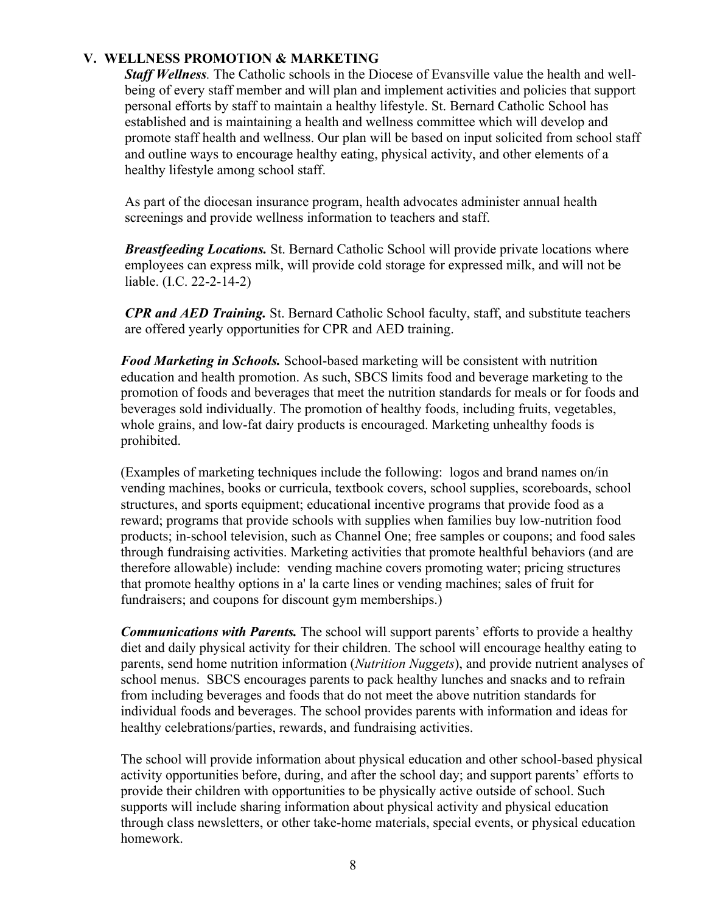## V. WELLNESS PROMOTION & MARKETING

***Staff Wellness***. The Catholic schools in the Diocese of Evansville value the health and well-being of every staff member and will plan and implement activities and policies that support personal efforts by staff to maintain a healthy lifestyle. St. Bernard Catholic School has established and is maintaining a health and wellness committee which will develop and promote staff health and wellness. Our plan will be based on input solicited from school staff and outline ways to encourage healthy eating, physical activity, and other elements of a healthy lifestyle among school staff.

As part of the diocesan insurance program, health advocates administer annual health screenings and provide wellness information to teachers and staff.

***Breastfeeding Locations.*** St. Bernard Catholic School will provide private locations where employees can express milk, will provide cold storage for expressed milk, and will not be liable. (I.C. 22-2-14-2)

***CPR and AED Training.*** St. Bernard Catholic School faculty, staff, and substitute teachers are offered yearly opportunities for CPR and AED training.

***Food Marketing in Schools.*** School-based marketing will be consistent with nutrition education and health promotion. As such, SBCS limits food and beverage marketing to the promotion of foods and beverages that meet the nutrition standards for meals or for foods and beverages sold individually. The promotion of healthy foods, including fruits, vegetables, whole grains, and low-fat dairy products is encouraged. Marketing unhealthy foods is prohibited.

(Examples of marketing techniques include the following: logos and brand names on/in vending machines, books or curricula, textbook covers, school supplies, scoreboards, school structures, and sports equipment; educational incentive programs that provide food as a reward; programs that provide schools with supplies when families buy low-nutrition food products; in-school television, such as Channel One; free samples or coupons; and food sales through fundraising activities. Marketing activities that promote healthful behaviors (and are therefore allowable) include: vending machine covers promoting water; pricing structures that promote healthy options in a' la carte lines or vending machines; sales of fruit for fundraisers; and coupons for discount gym memberships.)

***Communications with Parents.*** The school will support parents' efforts to provide a healthy diet and daily physical activity for their children. The school will encourage healthy eating to parents, send home nutrition information (*Nutrition Nuggets*), and provide nutrient analyses of school menus. SBCS encourages parents to pack healthy lunches and snacks and to refrain from including beverages and foods that do not meet the above nutrition standards for individual foods and beverages. The school provides parents with information and ideas for healthy celebrations/parties, rewards, and fundraising activities.

The school will provide information about physical education and other school-based physical activity opportunities before, during, and after the school day; and support parents' efforts to provide their children with opportunities to be physically active outside of school. Such supports will include sharing information about physical activity and physical education through class newsletters, or other take-home materials, special events, or physical education homework.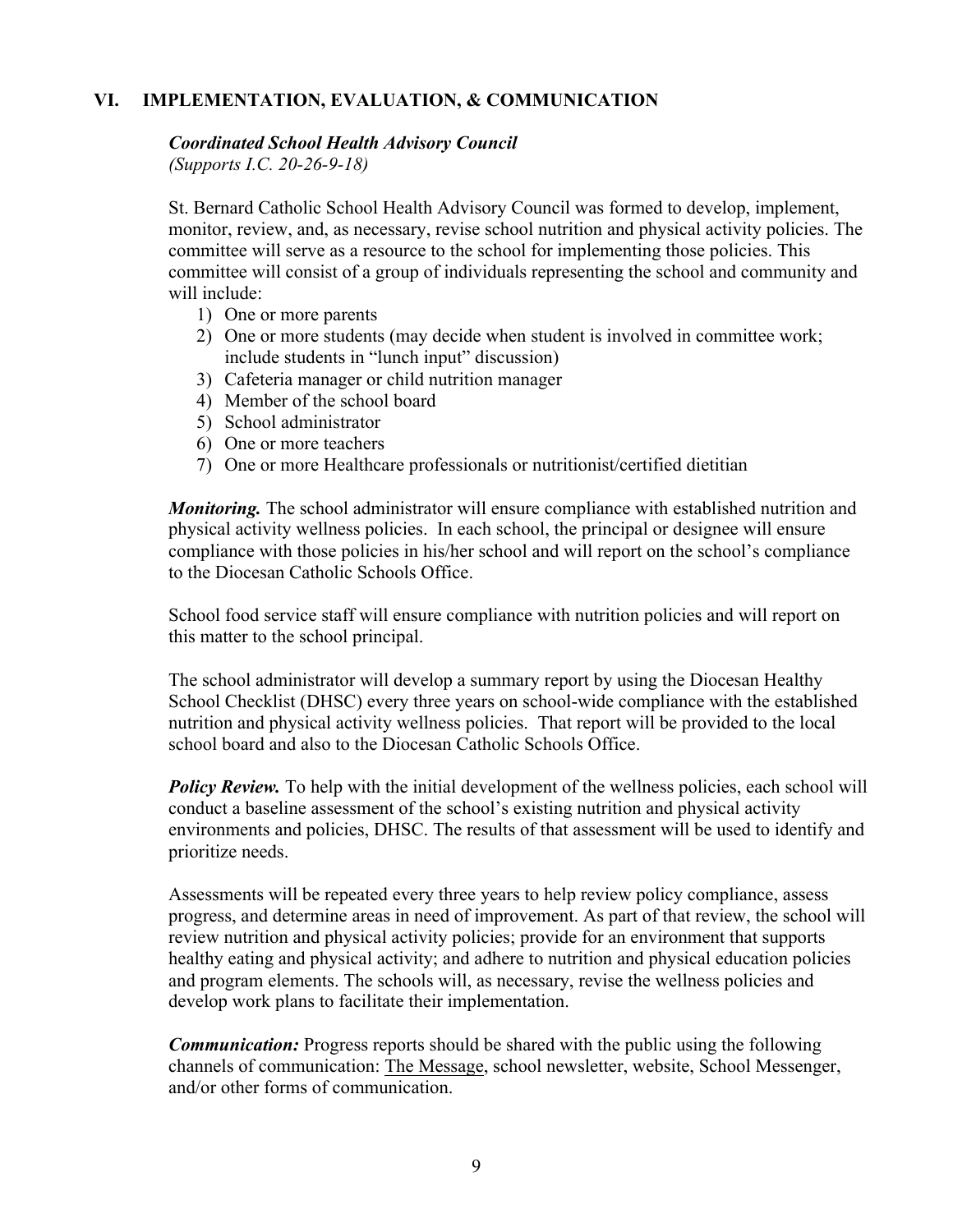## VI. IMPLEMENTATION, EVALUATION, & COMMUNICATION

***Coordinated School Health Advisory Council***
*(Supports I.C. 20-26-9-18)*

St. Bernard Catholic School Health Advisory Council was formed to develop, implement, monitor, review, and, as necessary, revise school nutrition and physical activity policies. The committee will serve as a resource to the school for implementing those policies. This committee will consist of a group of individuals representing the school and community and will include:

1) One or more parents
2) One or more students (may decide when student is involved in committee work; include students in "lunch input" discussion)
3) Cafeteria manager or child nutrition manager
4) Member of the school board
5) School administrator
6) One or more teachers
7) One or more Healthcare professionals or nutritionist/certified dietitian

***Monitoring.*** The school administrator will ensure compliance with established nutrition and physical activity wellness policies. In each school, the principal or designee will ensure compliance with those policies in his/her school and will report on the school's compliance to the Diocesan Catholic Schools Office.

School food service staff will ensure compliance with nutrition policies and will report on this matter to the school principal.

The school administrator will develop a summary report by using the Diocesan Healthy School Checklist (DHSC) every three years on school-wide compliance with the established nutrition and physical activity wellness policies. That report will be provided to the local school board and also to the Diocesan Catholic Schools Office.

***Policy Review.*** To help with the initial development of the wellness policies, each school will conduct a baseline assessment of the school's existing nutrition and physical activity environments and policies, DHSC. The results of that assessment will be used to identify and prioritize needs.

Assessments will be repeated every three years to help review policy compliance, assess progress, and determine areas in need of improvement. As part of that review, the school will review nutrition and physical activity policies; provide for an environment that supports healthy eating and physical activity; and adhere to nutrition and physical education policies and program elements. The schools will, as necessary, revise the wellness policies and develop work plans to facilitate their implementation.

***Communication:*** Progress reports should be shared with the public using the following channels of communication: The Message, school newsletter, website, School Messenger, and/or other forms of communication.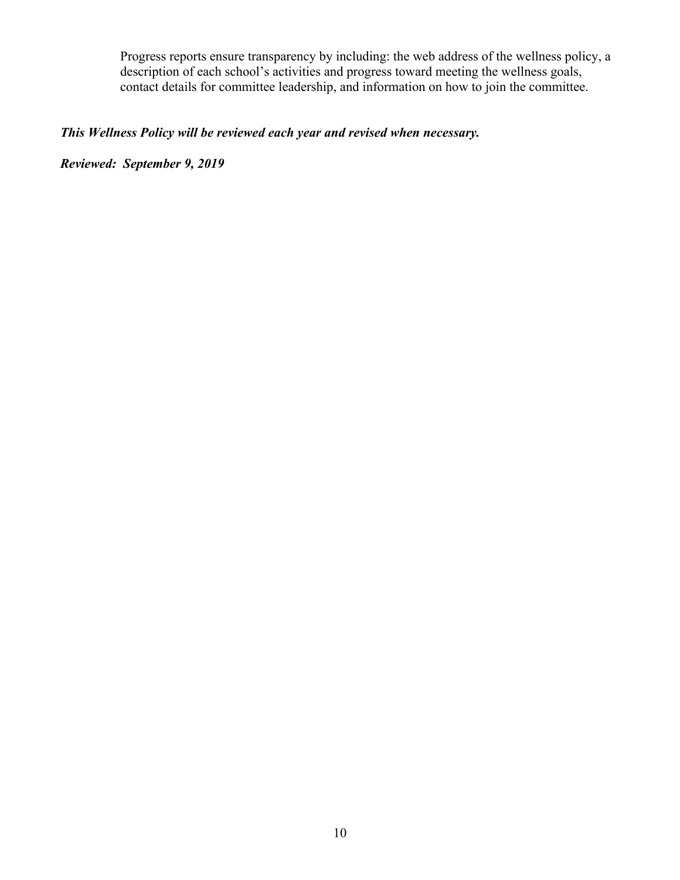Progress reports ensure transparency by including: the web address of the wellness policy, a description of each school's activities and progress toward meeting the wellness goals, contact details for committee leadership, and information on how to join the committee.

***This Wellness Policy will be reviewed each year and revised when necessary.***

***Reviewed: September 9, 2019***